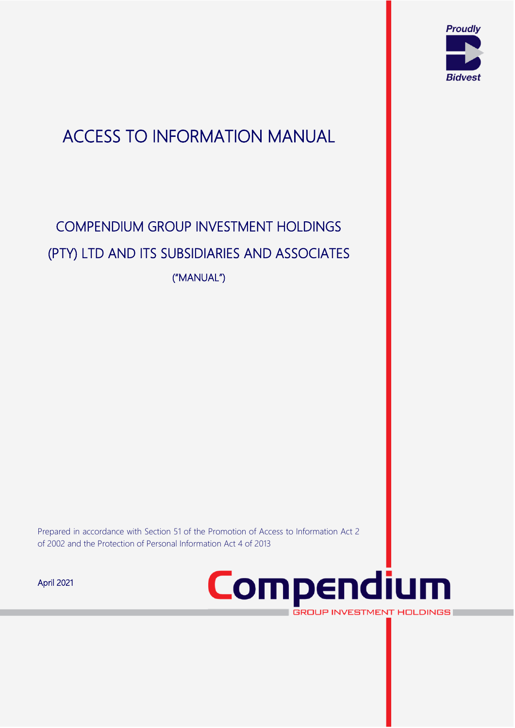Proudly Bidvest

# ACCESS TO INFORMATION MANUAL

## COMPENDIUM GROUP INVESTMENT HOLDINGS (PTY) LTD AND ITS SUBSIDIARIES AND ASSOCIATES

("MANUAL")

Prepared in accordance with Section 51 of the Promotion of Access to Information Act 2 of 2002 and the Protection of Personal Information Act 4 of 2013

April 2021

Compendium
GROUP INVESTMENT HOLDINGS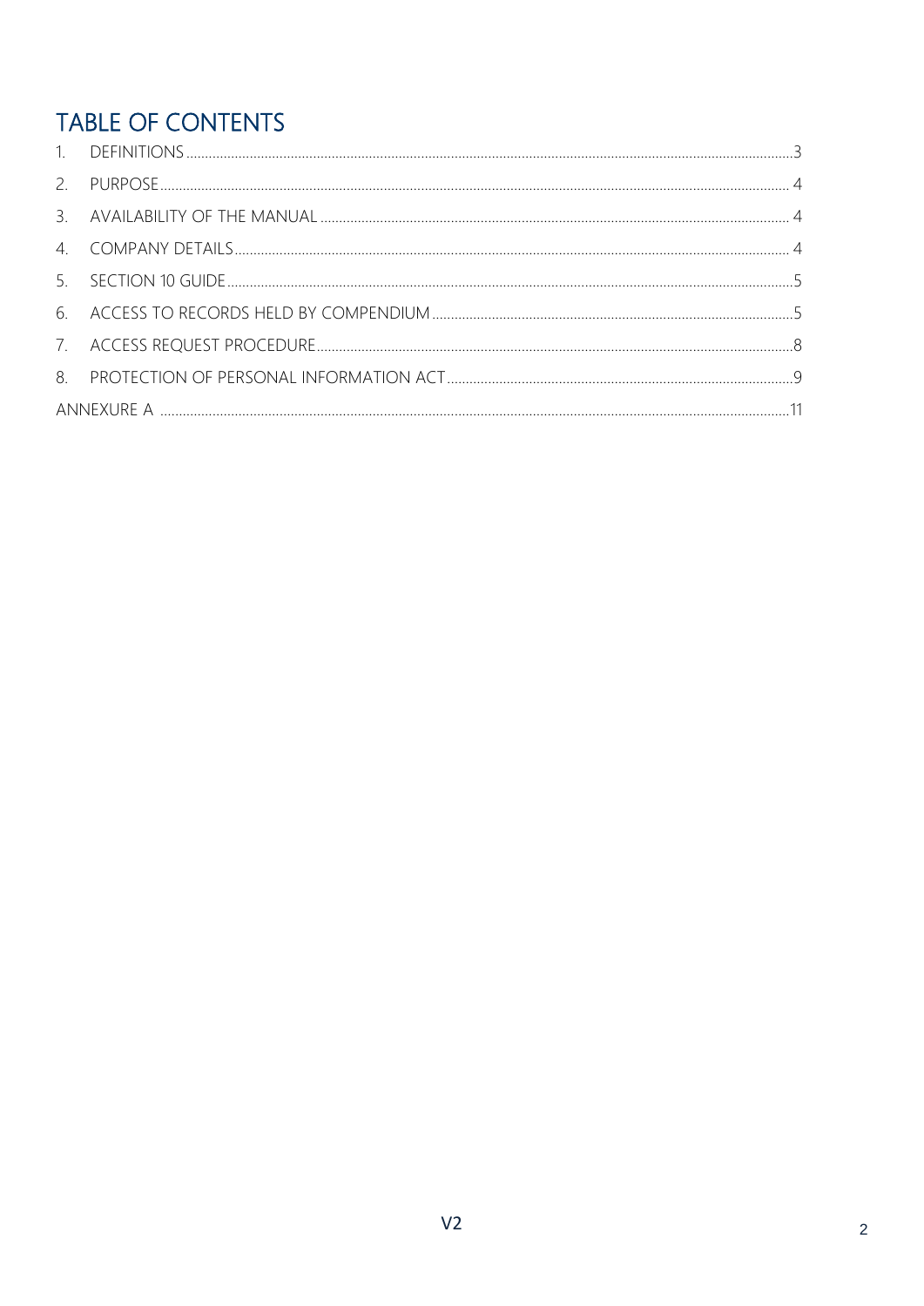# TABLE OF CONTENTS

1. DEFINITIONS .......... 3
2. PURPOSE .......... 4
3. AVAILABILITY OF THE MANUAL .......... 4
4. COMPANY DETAILS .......... 4
5. SECTION 10 GUIDE .......... 5
6. ACCESS TO RECORDS HELD BY COMPENDIUM .......... 5
7. ACCESS REQUEST PROCEDURE .......... 8
8. PROTECTION OF PERSONAL INFORMATION ACT .......... 9

ANNEXURE A .......... 11

V2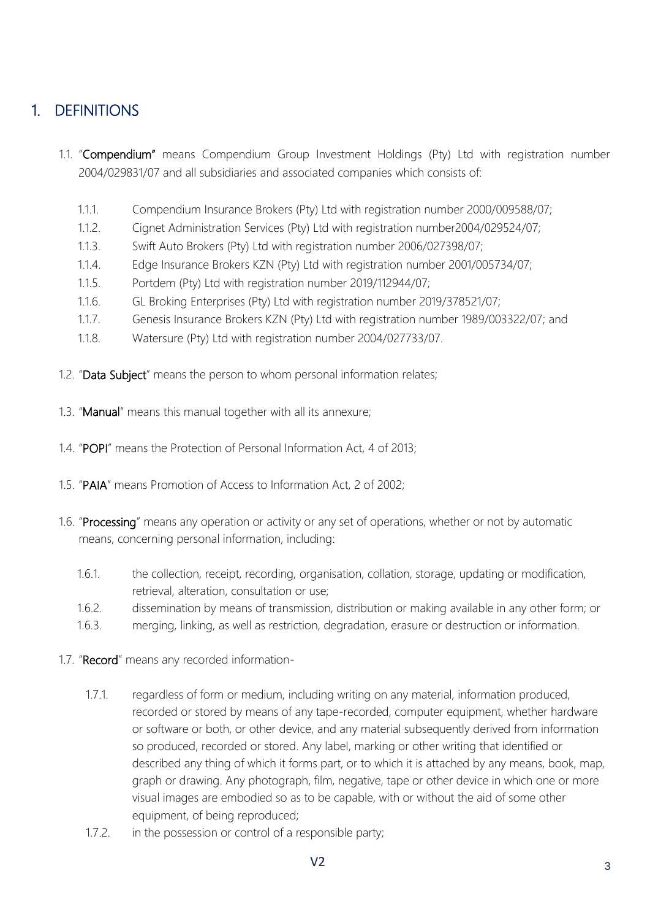# 1. DEFINITIONS

1.1. "**Compendium"** means Compendium Group Investment Holdings (Pty) Ltd with registration number 2004/029831/07 and all subsidiaries and associated companies which consists of:

- 1.1.1. Compendium Insurance Brokers (Pty) Ltd with registration number 2000/009588/07;
- 1.1.2. Cignet Administration Services (Pty) Ltd with registration number2004/029524/07;
- 1.1.3. Swift Auto Brokers (Pty) Ltd with registration number 2006/027398/07;
- 1.1.4. Edge Insurance Brokers KZN (Pty) Ltd with registration number 2001/005734/07;
- 1.1.5. Portdem (Pty) Ltd with registration number 2019/112944/07;
- 1.1.6. GL Broking Enterprises (Pty) Ltd with registration number 2019/378521/07;
- 1.1.7. Genesis Insurance Brokers KZN (Pty) Ltd with registration number 1989/003322/07; and
- 1.1.8. Watersure (Pty) Ltd with registration number 2004/027733/07.

1.2. "**Data Subject**" means the person to whom personal information relates;

1.3. "**Manual**" means this manual together with all its annexure;

1.4. "**POPI**" means the Protection of Personal Information Act, 4 of 2013;

1.5. "**PAIA**" means Promotion of Access to Information Act, 2 of 2002;

1.6. "**Processing**" means any operation or activity or any set of operations, whether or not by automatic means, concerning personal information, including:

- 1.6.1. the collection, receipt, recording, organisation, collation, storage, updating or modification, retrieval, alteration, consultation or use;
- 1.6.2. dissemination by means of transmission, distribution or making available in any other form; or
- 1.6.3. merging, linking, as well as restriction, degradation, erasure or destruction or information.

1.7. "**Record**" means any recorded information-

- 1.7.1. regardless of form or medium, including writing on any material, information produced, recorded or stored by means of any tape-recorded, computer equipment, whether hardware or software or both, or other device, and any material subsequently derived from information so produced, recorded or stored. Any label, marking or other writing that identified or described any thing of which it forms part, or to which it is attached by any means, book, map, graph or drawing. Any photograph, film, negative, tape or other device in which one or more visual images are embodied so as to be capable, with or without the aid of some other equipment, of being reproduced;
- 1.7.2. in the possession or control of a responsible party;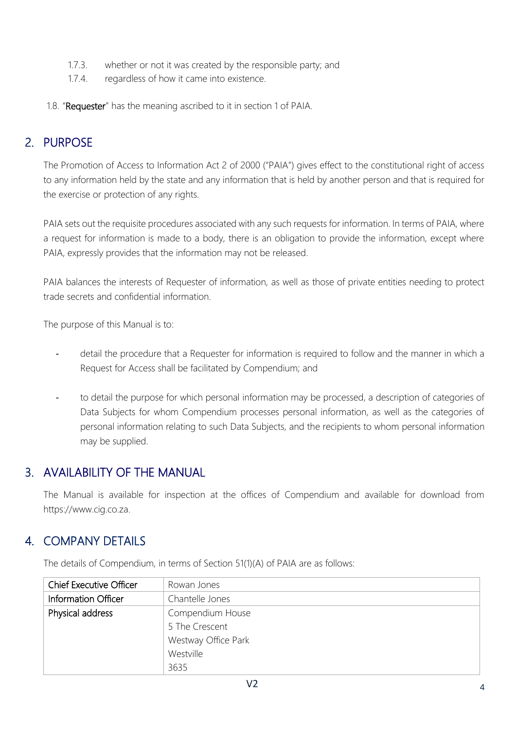1.7.3. whether or not it was created by the responsible party; and

1.7.4. regardless of how it came into existence.

1.8. "**Requester**" has the meaning ascribed to it in section 1 of PAIA.

## 2. PURPOSE

The Promotion of Access to Information Act 2 of 2000 ("PAIA") gives effect to the constitutional right of access to any information held by the state and any information that is held by another person and that is required for the exercise or protection of any rights.

PAIA sets out the requisite procedures associated with any such requests for information. In terms of PAIA, where a request for information is made to a body, there is an obligation to provide the information, except where PAIA, expressly provides that the information may not be released.

PAIA balances the interests of Requester of information, as well as those of private entities needing to protect trade secrets and confidential information.

The purpose of this Manual is to:

- detail the procedure that a Requester for information is required to follow and the manner in which a Request for Access shall be facilitated by Compendium; and
- to detail the purpose for which personal information may be processed, a description of categories of Data Subjects for whom Compendium processes personal information, as well as the categories of personal information relating to such Data Subjects, and the recipients to whom personal information may be supplied.

## 3. AVAILABILITY OF THE MANUAL

The Manual is available for inspection at the offices of Compendium and available for download from https://www.cig.co.za.

## 4. COMPANY DETAILS

The details of Compendium, in terms of Section 51(1)(A) of PAIA are as follows:

| | |
|---|---|
| Chief Executive Officer | Rowan Jones |
| Information Officer | Chantelle Jones |
| Physical address | Compendium House<br>5 The Crescent<br>Westway Office Park<br>Westville<br>3635 |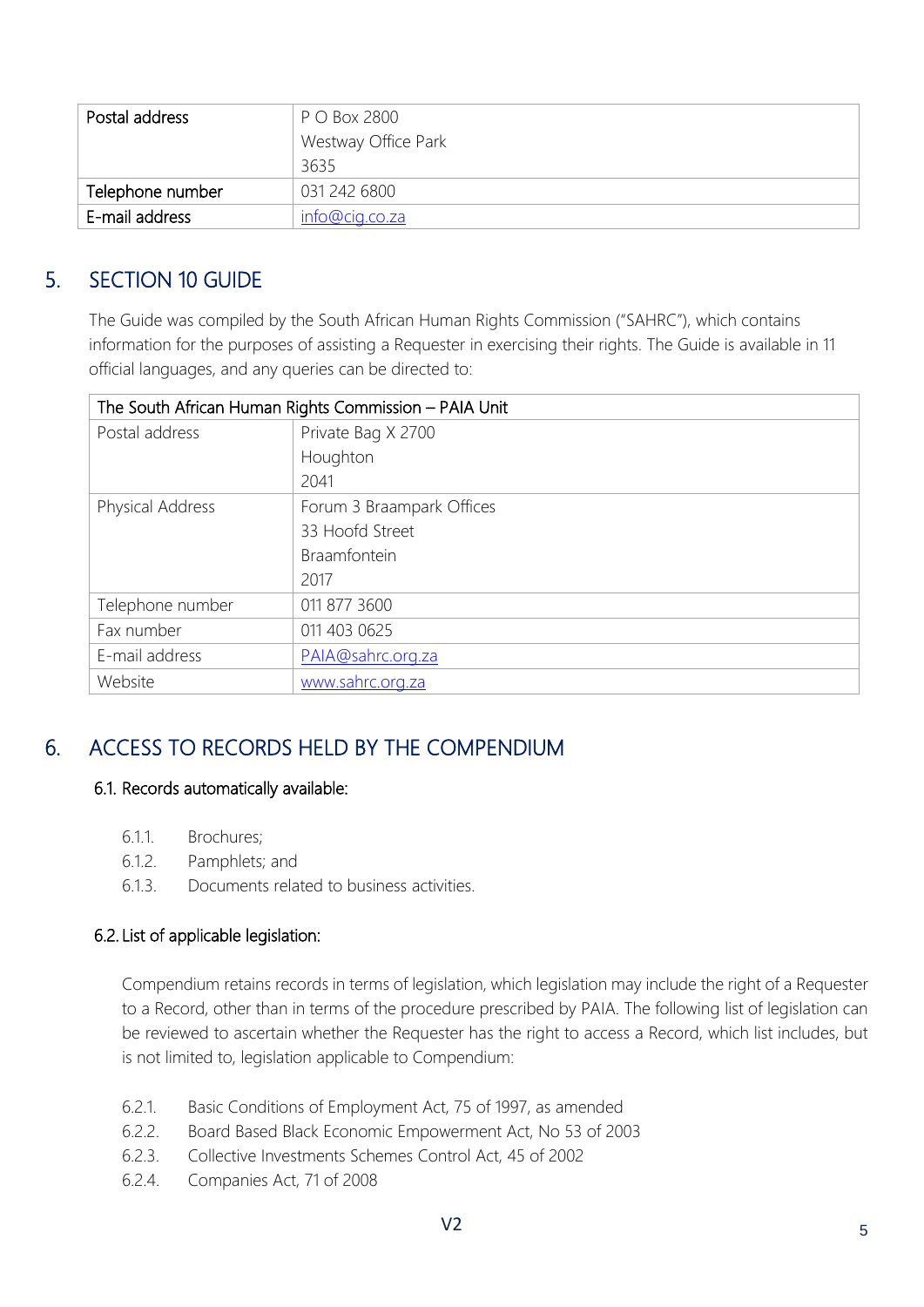| Postal address | P O Box 2800<br>Westway Office Park<br>3635 |
|---|---|
| Telephone number | 031 242 6800 |
| E-mail address | info@cig.co.za |

## 5. SECTION 10 GUIDE

The Guide was compiled by the South African Human Rights Commission ("SAHRC"), which contains information for the purposes of assisting a Requester in exercising their rights. The Guide is available in 11 official languages, and any queries can be directed to:

| The South African Human Rights Commission – PAIA Unit | |
|---|---|
| Postal address | Private Bag X 2700<br>Houghton<br>2041 |
| Physical Address | Forum 3 Braampark Offices<br>33 Hoofd Street<br>Braamfontein<br>2017 |
| Telephone number | 011 877 3600 |
| Fax number | 011 403 0625 |
| E-mail address | PAIA@sahrc.org.za |
| Website | www.sahrc.org.za |

## 6. ACCESS TO RECORDS HELD BY THE COMPENDIUM

### 6.1. Records automatically available:

6.1.1. Brochures;
6.1.2. Pamphlets; and
6.1.3. Documents related to business activities.

### 6.2. List of applicable legislation:

Compendium retains records in terms of legislation, which legislation may include the right of a Requester to a Record, other than in terms of the procedure prescribed by PAIA. The following list of legislation can be reviewed to ascertain whether the Requester has the right to access a Record, which list includes, but is not limited to, legislation applicable to Compendium:

6.2.1. Basic Conditions of Employment Act, 75 of 1997, as amended
6.2.2. Board Based Black Economic Empowerment Act, No 53 of 2003
6.2.3. Collective Investments Schemes Control Act, 45 of 2002
6.2.4. Companies Act, 71 of 2008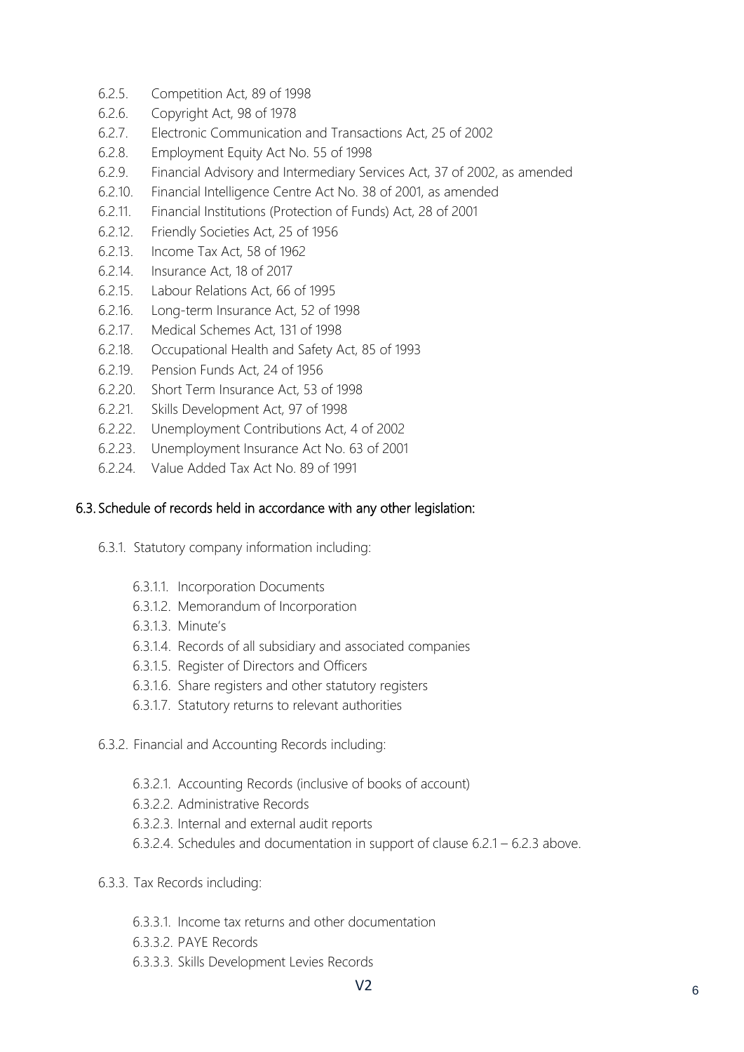- 6.2.5. Competition Act, 89 of 1998
- 6.2.6. Copyright Act, 98 of 1978
- 6.2.7. Electronic Communication and Transactions Act, 25 of 2002
- 6.2.8. Employment Equity Act No. 55 of 1998
- 6.2.9. Financial Advisory and Intermediary Services Act, 37 of 2002, as amended
- 6.2.10. Financial Intelligence Centre Act No. 38 of 2001, as amended
- 6.2.11. Financial Institutions (Protection of Funds) Act, 28 of 2001
- 6.2.12. Friendly Societies Act, 25 of 1956
- 6.2.13. Income Tax Act, 58 of 1962
- 6.2.14. Insurance Act, 18 of 2017
- 6.2.15. Labour Relations Act, 66 of 1995
- 6.2.16. Long-term Insurance Act, 52 of 1998
- 6.2.17. Medical Schemes Act, 131 of 1998
- 6.2.18. Occupational Health and Safety Act, 85 of 1993
- 6.2.19. Pension Funds Act, 24 of 1956
- 6.2.20. Short Term Insurance Act, 53 of 1998
- 6.2.21. Skills Development Act, 97 of 1998
- 6.2.22. Unemployment Contributions Act, 4 of 2002
- 6.2.23. Unemployment Insurance Act No. 63 of 2001
- 6.2.24. Value Added Tax Act No. 89 of 1991

## 6.3. Schedule of records held in accordance with any other legislation:

6.3.1. Statutory company information including:

- 6.3.1.1. Incorporation Documents
- 6.3.1.2. Memorandum of Incorporation
- 6.3.1.3. Minute's
- 6.3.1.4. Records of all subsidiary and associated companies
- 6.3.1.5. Register of Directors and Officers
- 6.3.1.6. Share registers and other statutory registers
- 6.3.1.7. Statutory returns to relevant authorities

6.3.2. Financial and Accounting Records including:

- 6.3.2.1. Accounting Records (inclusive of books of account)
- 6.3.2.2. Administrative Records
- 6.3.2.3. Internal and external audit reports
- 6.3.2.4. Schedules and documentation in support of clause 6.2.1 – 6.2.3 above.

6.3.3. Tax Records including:

- 6.3.3.1. Income tax returns and other documentation
- 6.3.3.2. PAYE Records
- 6.3.3.3. Skills Development Levies Records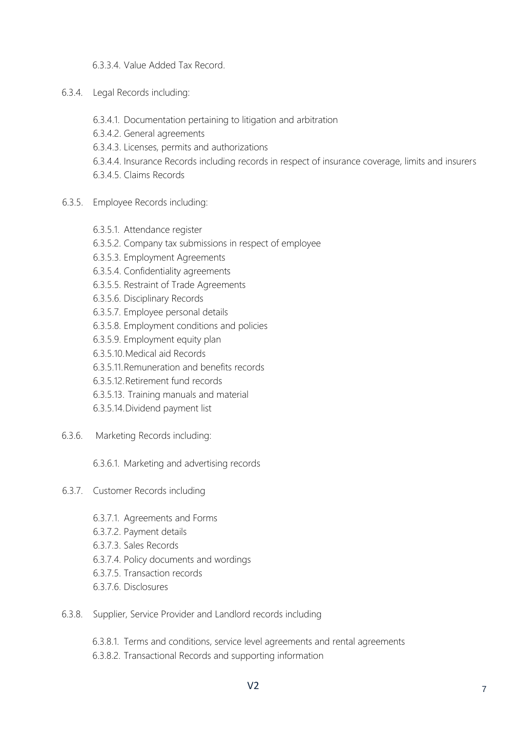6.3.3.4. Value Added Tax Record.

6.3.4. Legal Records including:

- 6.3.4.1. Documentation pertaining to litigation and arbitration
- 6.3.4.2. General agreements
- 6.3.4.3. Licenses, permits and authorizations
- 6.3.4.4. Insurance Records including records in respect of insurance coverage, limits and insurers
- 6.3.4.5. Claims Records

6.3.5. Employee Records including:

- 6.3.5.1. Attendance register
- 6.3.5.2. Company tax submissions in respect of employee
- 6.3.5.3. Employment Agreements
- 6.3.5.4. Confidentiality agreements
- 6.3.5.5. Restraint of Trade Agreements
- 6.3.5.6. Disciplinary Records
- 6.3.5.7. Employee personal details
- 6.3.5.8. Employment conditions and policies
- 6.3.5.9. Employment equity plan
- 6.3.5.10. Medical aid Records
- 6.3.5.11. Remuneration and benefits records
- 6.3.5.12. Retirement fund records
- 6.3.5.13. Training manuals and material
- 6.3.5.14. Dividend payment list

6.3.6. Marketing Records including:

- 6.3.6.1. Marketing and advertising records

6.3.7. Customer Records including

- 6.3.7.1. Agreements and Forms
- 6.3.7.2. Payment details
- 6.3.7.3. Sales Records
- 6.3.7.4. Policy documents and wordings
- 6.3.7.5. Transaction records
- 6.3.7.6. Disclosures

6.3.8. Supplier, Service Provider and Landlord records including

- 6.3.8.1. Terms and conditions, service level agreements and rental agreements
- 6.3.8.2. Transactional Records and supporting information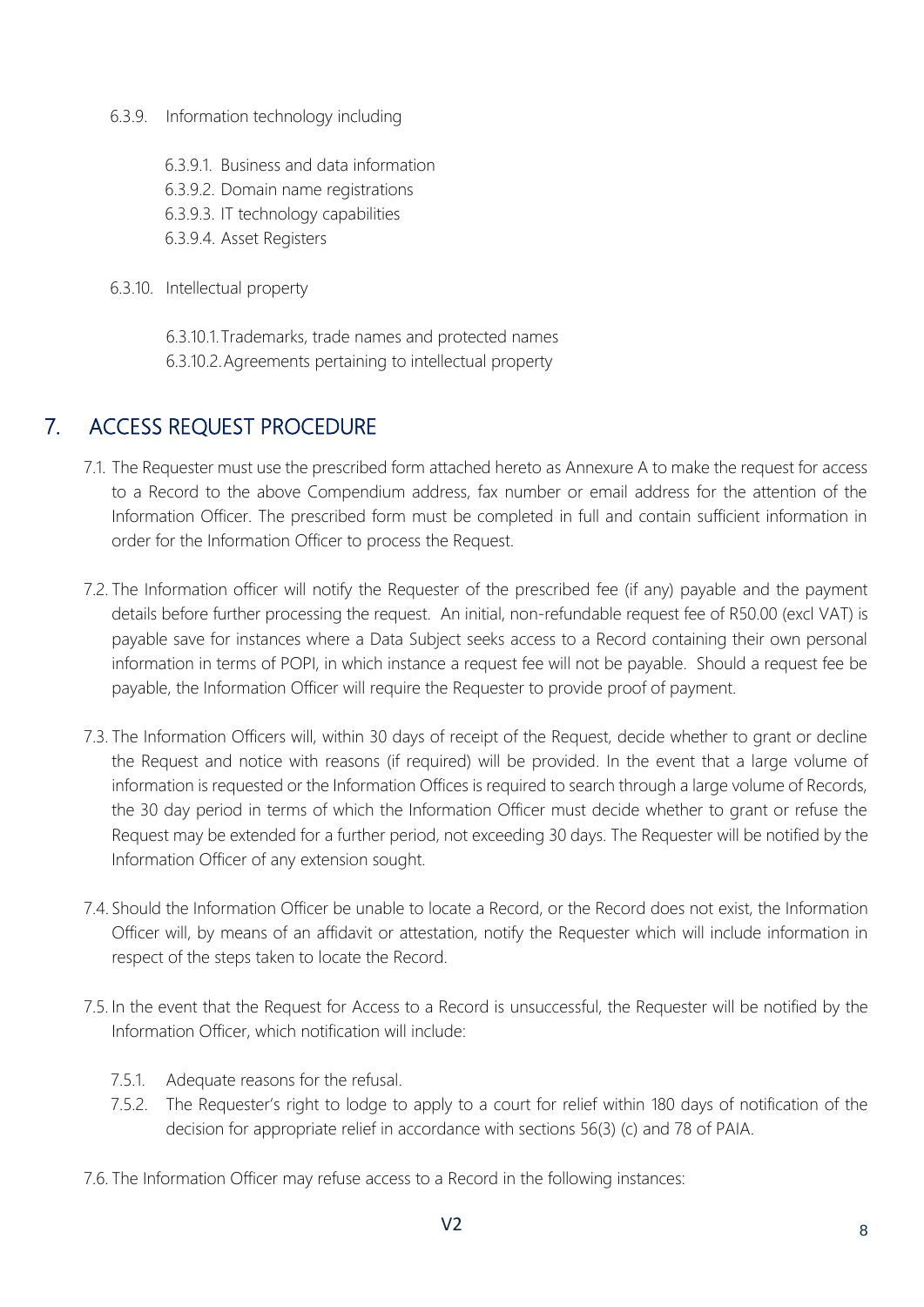6.3.9. Information technology including

6.3.9.1. Business and data information
6.3.9.2. Domain name registrations
6.3.9.3. IT technology capabilities
6.3.9.4. Asset Registers

6.3.10. Intellectual property

6.3.10.1. Trademarks, trade names and protected names
6.3.10.2. Agreements pertaining to intellectual property

## 7. ACCESS REQUEST PROCEDURE

7.1. The Requester must use the prescribed form attached hereto as Annexure A to make the request for access to a Record to the above Compendium address, fax number or email address for the attention of the Information Officer. The prescribed form must be completed in full and contain sufficient information in order for the Information Officer to process the Request.

7.2. The Information officer will notify the Requester of the prescribed fee (if any) payable and the payment details before further processing the request. An initial, non-refundable request fee of R50.00 (excl VAT) is payable save for instances where a Data Subject seeks access to a Record containing their own personal information in terms of POPI, in which instance a request fee will not be payable. Should a request fee be payable, the Information Officer will require the Requester to provide proof of payment.

7.3. The Information Officers will, within 30 days of receipt of the Request, decide whether to grant or decline the Request and notice with reasons (if required) will be provided. In the event that a large volume of information is requested or the Information Offices is required to search through a large volume of Records, the 30 day period in terms of which the Information Officer must decide whether to grant or refuse the Request may be extended for a further period, not exceeding 30 days. The Requester will be notified by the Information Officer of any extension sought.

7.4. Should the Information Officer be unable to locate a Record, or the Record does not exist, the Information Officer will, by means of an affidavit or attestation, notify the Requester which will include information in respect of the steps taken to locate the Record.

7.5. In the event that the Request for Access to a Record is unsuccessful, the Requester will be notified by the Information Officer, which notification will include:

7.5.1. Adequate reasons for the refusal.
7.5.2. The Requester's right to lodge to apply to a court for relief within 180 days of notification of the decision for appropriate relief in accordance with sections 56(3) (c) and 78 of PAIA.

7.6. The Information Officer may refuse access to a Record in the following instances: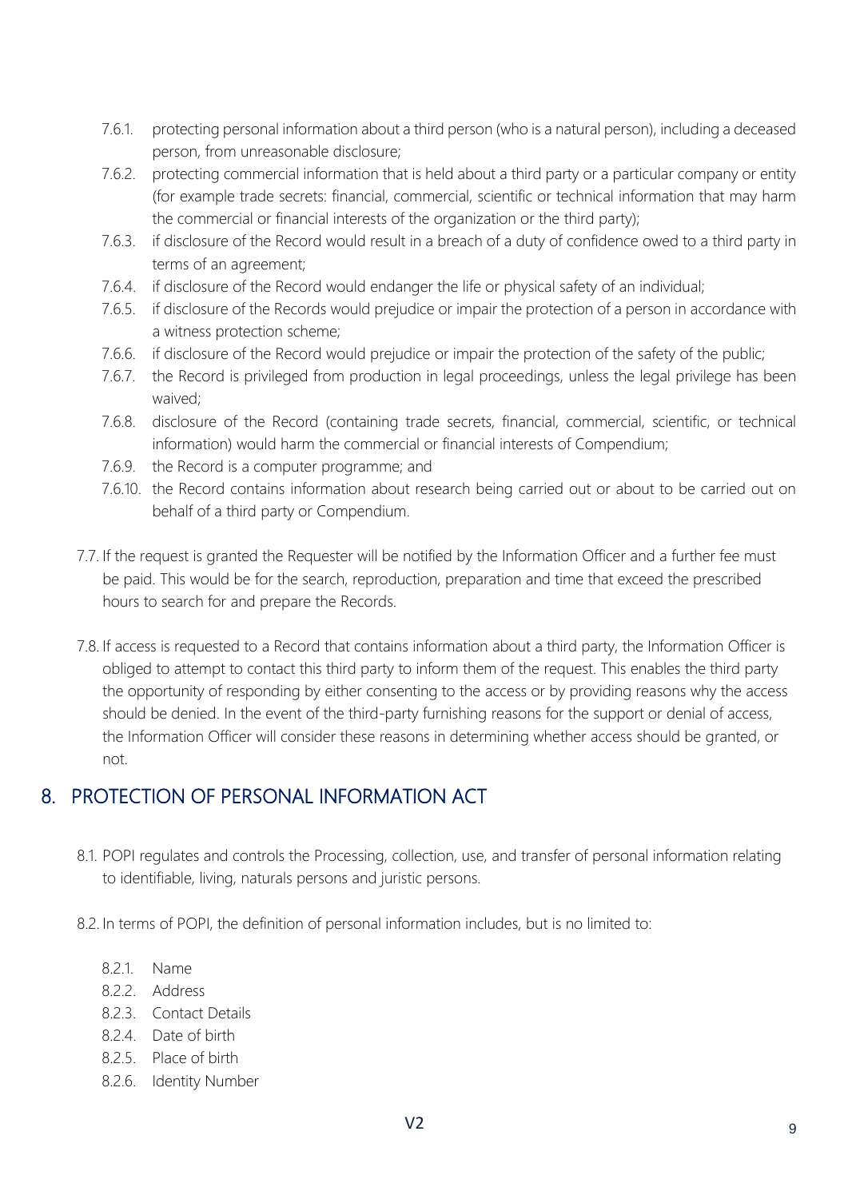- 7.6.1. protecting personal information about a third person (who is a natural person), including a deceased person, from unreasonable disclosure;
- 7.6.2. protecting commercial information that is held about a third party or a particular company or entity (for example trade secrets: financial, commercial, scientific or technical information that may harm the commercial or financial interests of the organization or the third party);
- 7.6.3. if disclosure of the Record would result in a breach of a duty of confidence owed to a third party in terms of an agreement;
- 7.6.4. if disclosure of the Record would endanger the life or physical safety of an individual;
- 7.6.5. if disclosure of the Records would prejudice or impair the protection of a person in accordance with a witness protection scheme;
- 7.6.6. if disclosure of the Record would prejudice or impair the protection of the safety of the public;
- 7.6.7. the Record is privileged from production in legal proceedings, unless the legal privilege has been waived;
- 7.6.8. disclosure of the Record (containing trade secrets, financial, commercial, scientific, or technical information) would harm the commercial or financial interests of Compendium;
- 7.6.9. the Record is a computer programme; and
- 7.6.10. the Record contains information about research being carried out or about to be carried out on behalf of a third party or Compendium.

7.7. If the request is granted the Requester will be notified by the Information Officer and a further fee must be paid. This would be for the search, reproduction, preparation and time that exceed the prescribed hours to search for and prepare the Records.

7.8. If access is requested to a Record that contains information about a third party, the Information Officer is obliged to attempt to contact this third party to inform them of the request. This enables the third party the opportunity of responding by either consenting to the access or by providing reasons why the access should be denied. In the event of the third-party furnishing reasons for the support or denial of access, the Information Officer will consider these reasons in determining whether access should be granted, or not.

## 8. PROTECTION OF PERSONAL INFORMATION ACT

8.1. POPI regulates and controls the Processing, collection, use, and transfer of personal information relating to identifiable, living, naturals persons and juristic persons.

8.2. In terms of POPI, the definition of personal information includes, but is no limited to:

- 8.2.1. Name
- 8.2.2. Address
- 8.2.3. Contact Details
- 8.2.4. Date of birth
- 8.2.5. Place of birth
- 8.2.6. Identity Number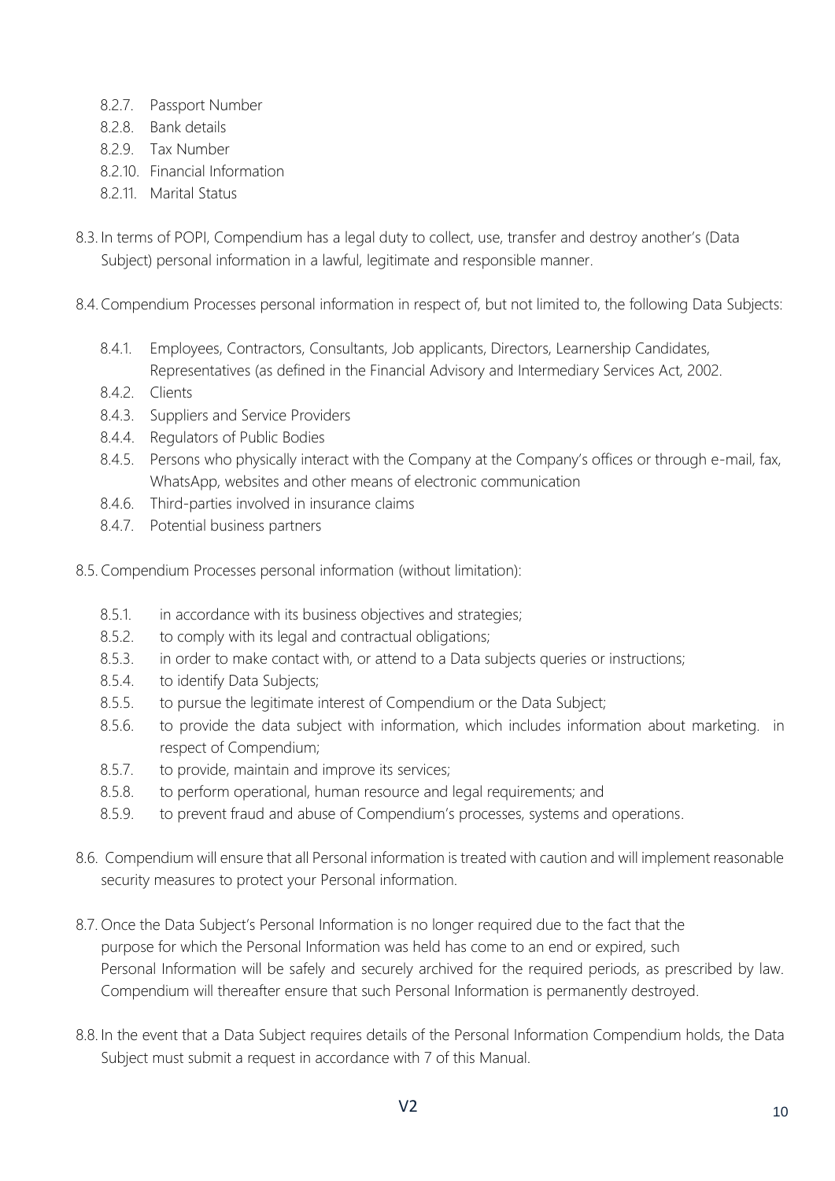8.2.7. Passport Number
8.2.8. Bank details
8.2.9. Tax Number
8.2.10. Financial Information
8.2.11. Marital Status

8.3. In terms of POPI, Compendium has a legal duty to collect, use, transfer and destroy another's (Data Subject) personal information in a lawful, legitimate and responsible manner.

8.4. Compendium Processes personal information in respect of, but not limited to, the following Data Subjects:

8.4.1. Employees, Contractors, Consultants, Job applicants, Directors, Learnership Candidates, Representatives (as defined in the Financial Advisory and Intermediary Services Act, 2002.
8.4.2. Clients
8.4.3. Suppliers and Service Providers
8.4.4. Regulators of Public Bodies
8.4.5. Persons who physically interact with the Company at the Company's offices or through e-mail, fax, WhatsApp, websites and other means of electronic communication
8.4.6. Third-parties involved in insurance claims
8.4.7. Potential business partners

8.5. Compendium Processes personal information (without limitation):

8.5.1. in accordance with its business objectives and strategies;
8.5.2. to comply with its legal and contractual obligations;
8.5.3. in order to make contact with, or attend to a Data subjects queries or instructions;
8.5.4. to identify Data Subjects;
8.5.5. to pursue the legitimate interest of Compendium or the Data Subject;
8.5.6. to provide the data subject with information, which includes information about marketing. in respect of Compendium;
8.5.7. to provide, maintain and improve its services;
8.5.8. to perform operational, human resource and legal requirements; and
8.5.9. to prevent fraud and abuse of Compendium's processes, systems and operations.

8.6. Compendium will ensure that all Personal information is treated with caution and will implement reasonable security measures to protect your Personal information.

8.7. Once the Data Subject's Personal Information is no longer required due to the fact that the purpose for which the Personal Information was held has come to an end or expired, such Personal Information will be safely and securely archived for the required periods, as prescribed by law. Compendium will thereafter ensure that such Personal Information is permanently destroyed.

8.8. In the event that a Data Subject requires details of the Personal Information Compendium holds, the Data Subject must submit a request in accordance with 7 of this Manual.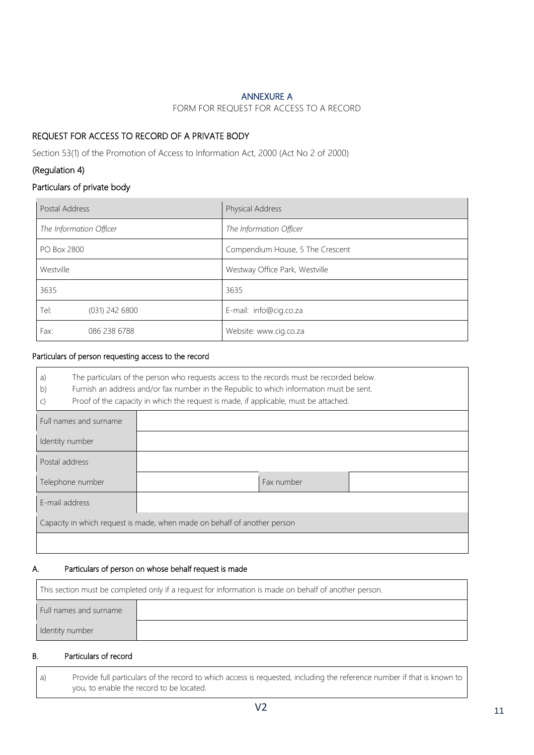## ANNEXURE A

FORM FOR REQUEST FOR ACCESS TO A RECORD

### REQUEST FOR ACCESS TO RECORD OF A PRIVATE BODY

Section 53(1) of the Promotion of Access to Information Act, 2000 (Act No 2 of 2000)

### (Regulation 4)

### Particulars of private body

| Postal Address | | Physical Address |
|---|---|---|
| *The Information Officer* | | *The Information Officer* |
| PO Box 2800 | | Compendium House, 5 The Crescent |
| Westville | | Westway Office Park, Westville |
| 3635 | | 3635 |
| Tel: | (031) 242 6800 | E-mail: info@cig.co.za |
| Fax: | 086 238 6788 | Website: www.cig.co.za |

#### Particulars of person requesting access to the record

a) The particulars of the person who requests access to the records must be recorded below.
b) Furnish an address and/or fax number in the Republic to which information must be sent.
c) Proof of the capacity in which the request is made, if applicable, must be attached.

| Full names and surname | | | |
|---|---|---|---|
| Identity number | | | |
| Postal address | | | |
| Telephone number | | Fax number | |
| E-mail address | | | |
| Capacity in which request is made, when made on behalf of another person | | | |
| | | | |

#### A. Particulars of person on whose behalf request is made

This section must be completed only if a request for information is made on behalf of another person.

| Full names and surname | |
|---|---|
| Identity number | |

#### B. Particulars of record

a) Provide full particulars of the record to which access is requested, including the reference number if that is known to you, to enable the record to be located.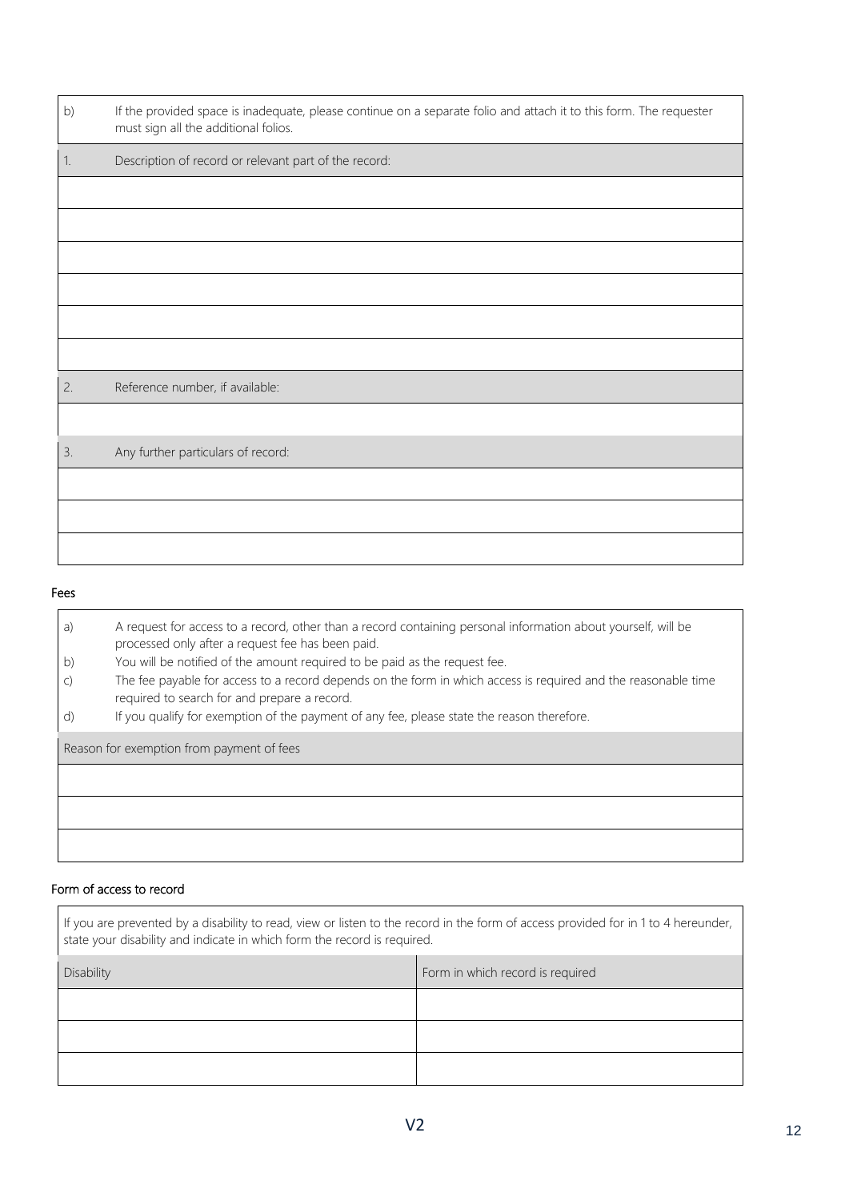| b) | If the provided space is inadequate, please continue on a separate folio and attach it to this form. The requester must sign all the additional folios. |
|---|---|
| 1. | Description of record or relevant part of the record: |
| | |
| | |
| | |
| | |
| | |
| | |
| 2. | Reference number, if available: |
| | |
| 3. | Any further particulars of record: |
| | |
| | |
| | |

## Fees

| | |
|---|---|
| a) | A request for access to a record, other than a record containing personal information about yourself, will be processed only after a request fee has been paid. |
| b) | You will be notified of the amount required to be paid as the request fee. |
| c) | The fee payable for access to a record depends on the form in which access is required and the reasonable time required to search for and prepare a record. |
| d) | If you qualify for exemption of the payment of any fee, please state the reason therefore. |

| Reason for exemption from payment of fees |
|---|
| |
| |
| |

## Form of access to record

If you are prevented by a disability to read, view or listen to the record in the form of access provided for in 1 to 4 hereunder, state your disability and indicate in which form the record is required.

| Disability | Form in which record is required |
|---|---|
| | |
| | |
| | |

V2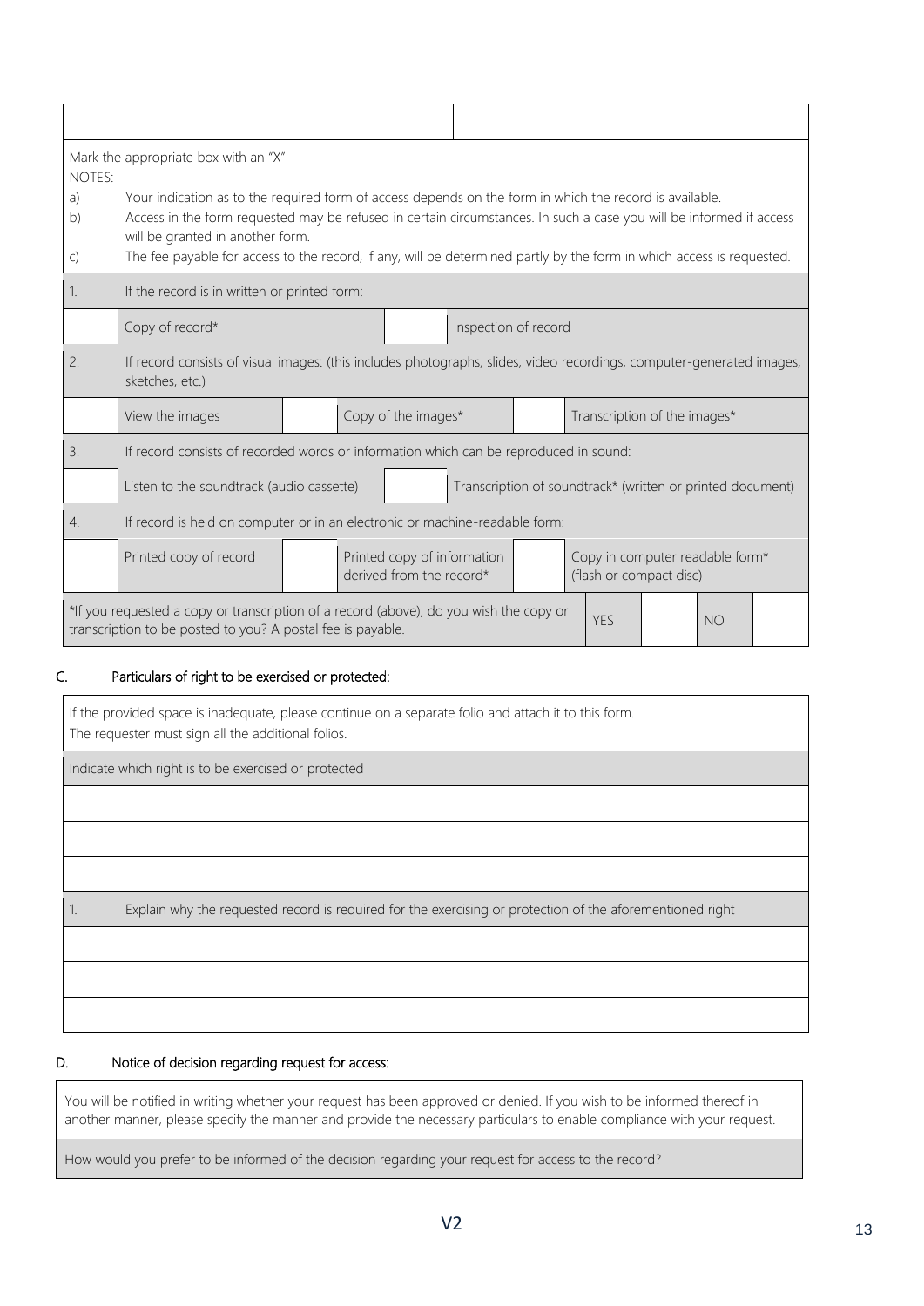| | |
|---|---|
| | |

Mark the appropriate box with an "X"

NOTES:

a) Your indication as to the required form of access depends on the form in which the record is available.

b) Access in the form requested may be refused in certain circumstances. In such a case you will be informed if access will be granted in another form.

c) The fee payable for access to the record, if any, will be determined partly by the form in which access is requested.

**1. If the record is in written or printed form:**

| | | | |
|---|---|---|---|
| | Copy of record* | | Inspection of record |

**2. If record consists of visual images: (this includes photographs, slides, video recordings, computer-generated images, sketches, etc.)**

| | | | | | |
|---|---|---|---|---|---|
| | View the images | | Copy of the images* | | Transcription of the images* |

**3. If record consists of recorded words or information which can be reproduced in sound:**

| | | | |
|---|---|---|---|
| | Listen to the soundtrack (audio cassette) | | Transcription of soundtrack* (written or printed document) |

**4. If record is held on computer or in an electronic or machine-readable form:**

| | | | | | |
|---|---|---|---|---|---|
| | Printed copy of record | | Printed copy of information derived from the record* | | Copy in computer readable form* (flash or compact disc) |

| | | | | |
|---|---|---|---|---|
| *If you requested a copy or transcription of a record (above), do you wish the copy or transcription to be posted to you? A postal fee is payable. | YES | | NO | |

## C. Particulars of right to be exercised or protected:

If the provided space is inadequate, please continue on a separate folio and attach it to this form. The requester must sign all the additional folios.

| Indicate which right is to be exercised or protected |
|---|
| |
| |
| |
| 1. Explain why the requested record is required for the exercising or protection of the aforementioned right |
| |
| |
| |

## D. Notice of decision regarding request for access:

You will be notified in writing whether your request has been approved or denied. If you wish to be informed thereof in another manner, please specify the manner and provide the necessary particulars to enable compliance with your request.

How would you prefer to be informed of the decision regarding your request for access to the record?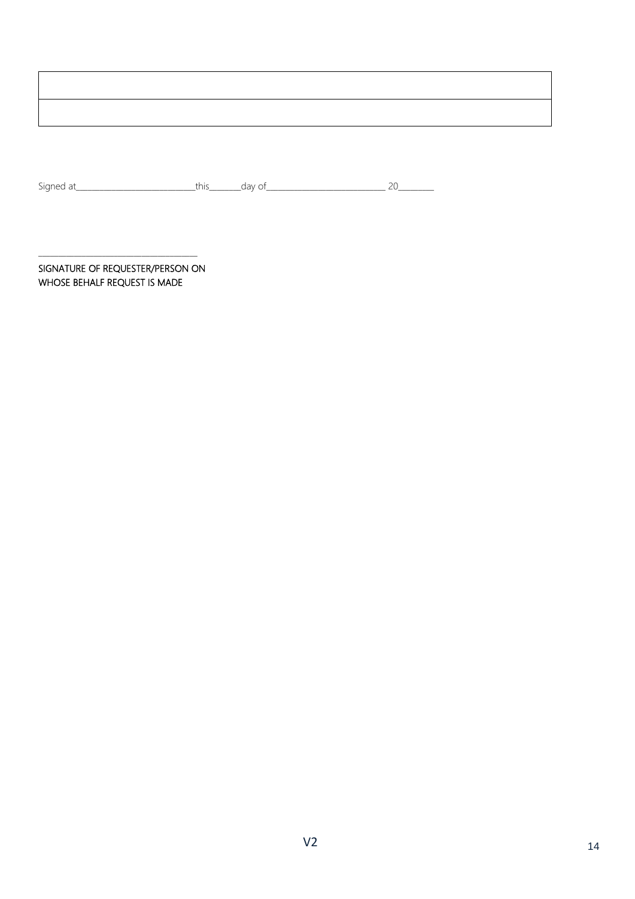| |
|---|
| |

Signed at____________________________this________day of____________________________ 20_________

_____________________________________
SIGNATURE OF REQUESTER/PERSON ON WHOSE BEHALF REQUEST IS MADE

V2